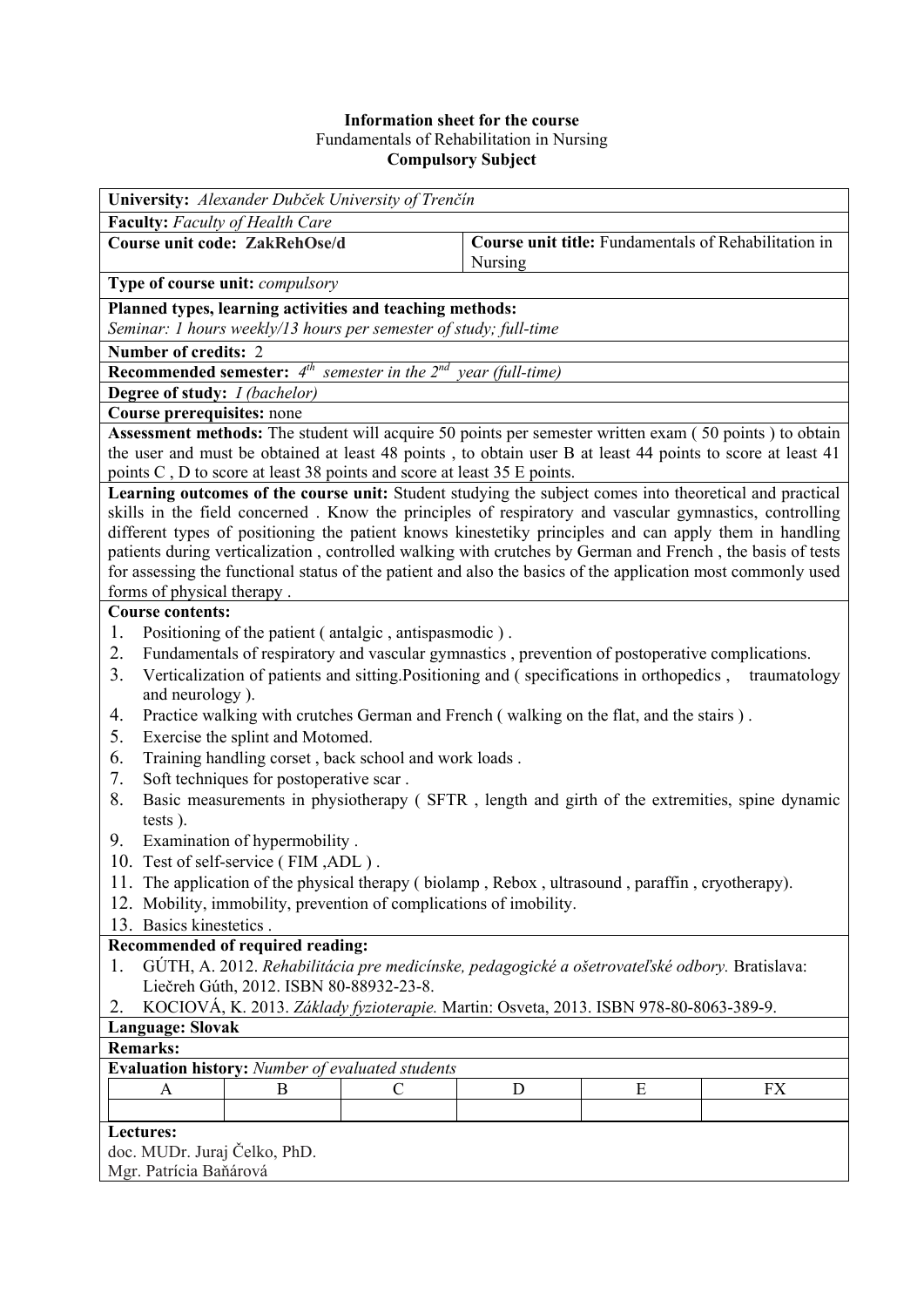**Information sheet for the course**

Fundamentals of Rehabilitation in Nursing

**Compulsory Subject**

**University:** *Alexander Dubček University of Trenčín*

**Faculty:** *Faculty of Health Care*

**Course unit code: ZakRehOse/d**

**Course unit title:** Fundamentals of Rehabilitation in Nursing

**Type of course unit:** *compulsory*

**Planned types, learning activities and teaching methods:**
*Seminar: 1 hours weekly/13 hours per semester of study; full-time*

**Number of credits:** 2

**Recommended semester:** *4th semester in the 2nd year (full-time)*

**Degree of study:** *I (bachelor)*

**Course prerequisites:** none

**Assessment methods:** The student will acquire 50 points per semester written exam ( 50 points ) to obtain the user and must be obtained at least 48 points , to obtain user B at least 44 points to score at least 41 points C , D to score at least 38 points and score at least 35 E points.

**Learning outcomes of the course unit:** Student studying the subject comes into theoretical and practical skills in the field concerned . Know the principles of respiratory and vascular gymnastics, controlling different types of positioning the patient knows kinestetiky principles and can apply them in handling patients during verticalization , controlled walking with crutches by German and French , the basis of tests for assessing the functional status of the patient and also the basics of the application most commonly used forms of physical therapy .

**Course contents:**

1. Positioning of the patient ( antalgic , antispasmodic ) .
2. Fundamentals of respiratory and vascular gymnastics , prevention of postoperative complications.
3. Verticalization of patients and sitting.Positioning and ( specifications in orthopedics , traumatology and neurology ).
4. Practice walking with crutches German and French ( walking on the flat, and the stairs ) .
5. Exercise the splint and Motomed.
6. Training handling corset , back school and work loads .
7. Soft techniques for postoperative scar .
8. Basic measurements in physiotherapy ( SFTR , length and girth of the extremities, spine dynamic tests ).
9. Examination of hypermobility .
10. Test of self-service ( FIM ,ADL ) .
11. The application of the physical therapy ( biolamp , Rebox , ultrasound , paraffin , cryotherapy).
12. Mobility, immobility, prevention of complications of imobility.
13. Basics kinestetics .

**Recommended of required reading:**

1. GÚTH, A. 2012. *Rehabilitácia pre medicínske, pedagogické a ošetrovateľské odbory.* Bratislava: Liečreh Gúth, 2012. ISBN 80-88932-23-8.
2. KOCIOVÁ, K. 2013. *Základy fyzioterapie.* Martin: Osveta, 2013. ISBN 978-80-8063-389-9.

**Language: Slovak**

**Remarks:**

**Evaluation history:** *Number of evaluated students*

| A | B | C | D | E | FX |
|---|---|---|---|---|---|
| | | | | | |

**Lectures:**

doc. MUDr. Juraj Čelko, PhD.

Mgr. Patrícia Baňárová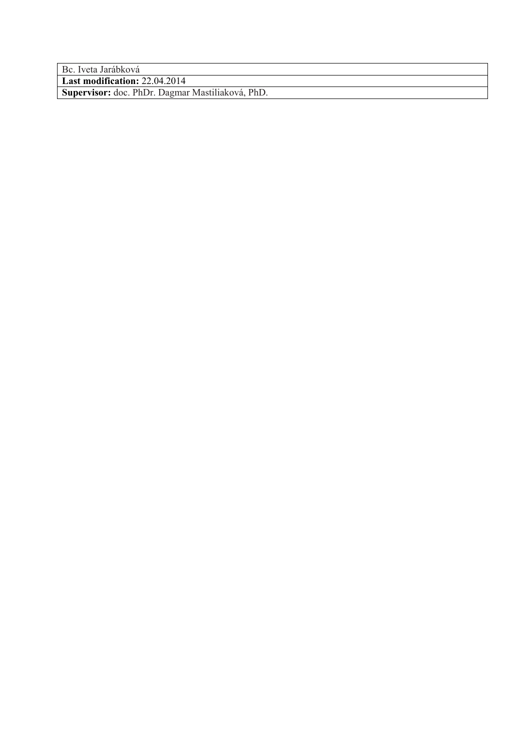| |
|---|
| Bc. Iveta Jarábková |
| **Last modification:** 22.04.2014 |
| **Supervisor:** doc. PhDr. Dagmar Mastiliaková, PhD. |